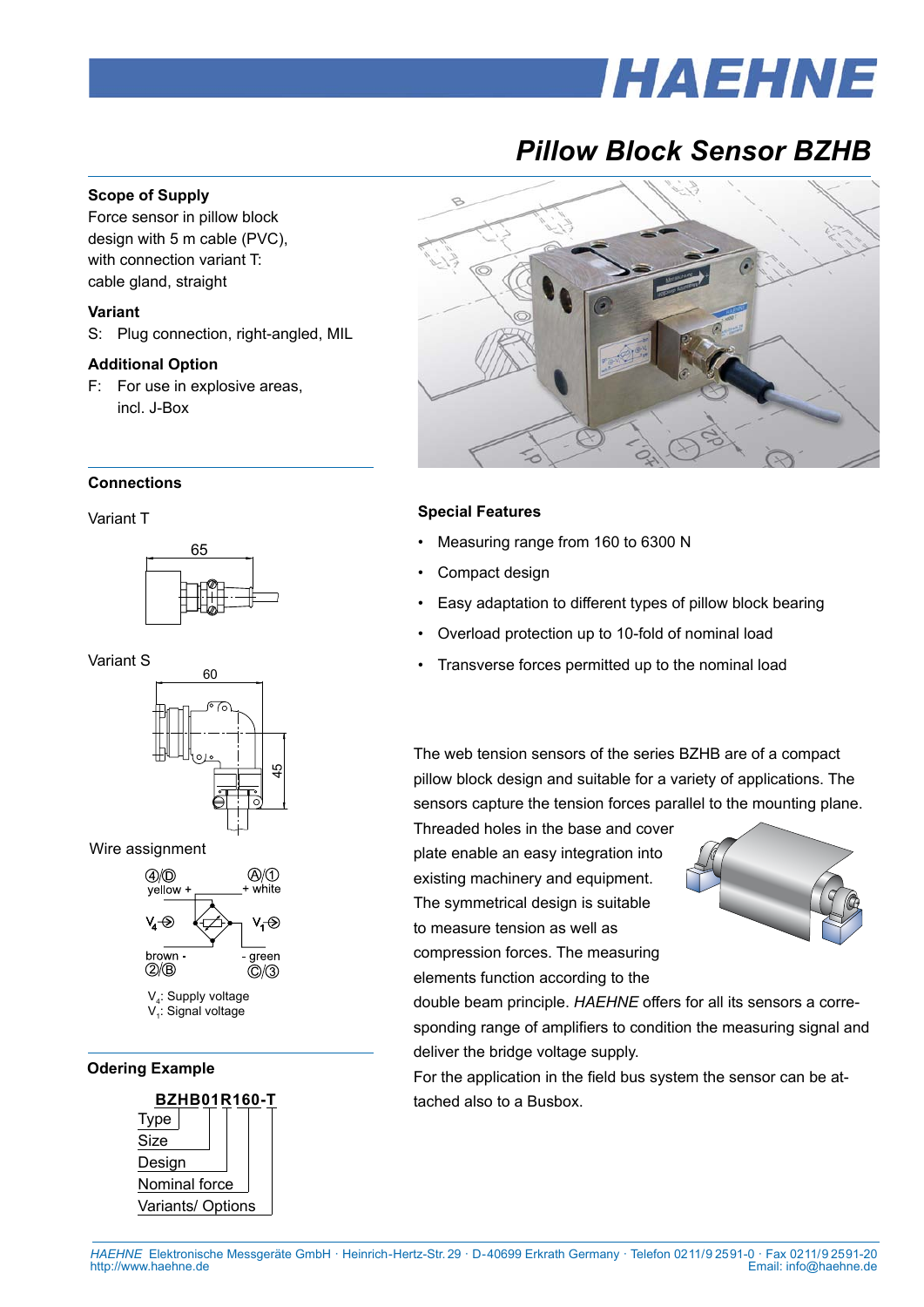# Pillow Block Sensor BZHB

### Scope of Supply

Force sensor in pillow block design with 5 m cable (PVC), with connection variant T: cable gland, straight

### Variant

S: Plug connection, right-angled, MIL

### Additional Option

F: For use in explosive areas, incl. J-Box

### Connections

Variant T

65

Variant S

60

45

Wire assignment

④/D yellow +

Ⓐ/① + white

$V_4$

$V_1$

brown - ②/Ⓑ

- green Ⓒ/③

$V_4$: Supply voltage
$V_1$: Signal voltage

### Odering Example

**BZHB01R160-T**

- Type
- Size
- Design
- Nominal force
- Variants/ Options

### Special Features

- Measuring range from 160 to 6300 N
- Compact design
- Easy adaptation to different types of pillow block bearing
- Overload protection up to 10-fold of nominal load
- Transverse forces permitted up to the nominal load

The web tension sensors of the series BZHB are of a compact pillow block design and suitable for a variety of applications. The sensors capture the tension forces parallel to the mounting plane. Threaded holes in the base and cover plate enable an easy integration into existing machinery and equipment. The symmetrical design is suitable to measure tension as well as compression forces. The measuring elements function according to the double beam principle. *HAEHNE* offers for all its sensors a corresponding range of amplifiers to condition the measuring signal and deliver the bridge voltage supply.
For the application in the field bus system the sensor can be attached also to a Busbox.

*HAEHNE* Elektronische Messgeräte GmbH · Heinrich-Hertz-Str. 29 · D-40699 Erkrath Germany · Telefon 0211/9 2591-0 · Fax 0211/9 2591-20
http://www.haehne.de Email: info@haehne.de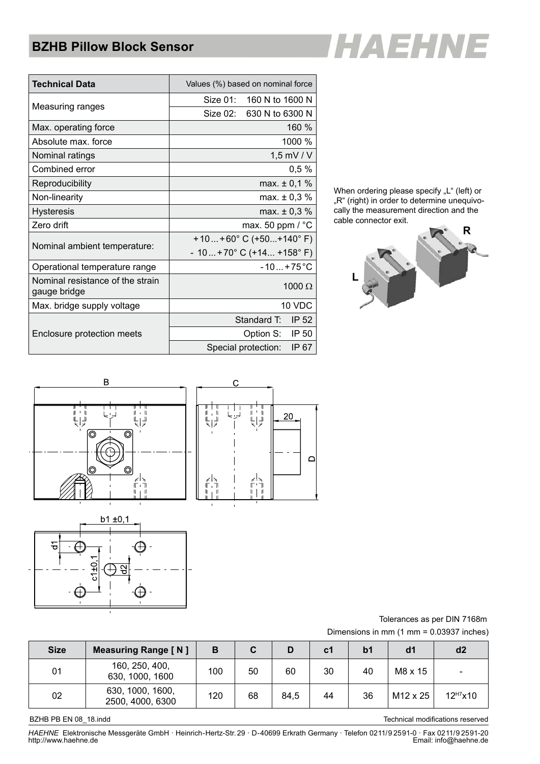# BZHB Pillow Block Sensor

| Technical Data | Values (%) based on nominal force |
|---|---|
| Measuring ranges | Size 01: 160 N to 1600 N |
| | Size 02: 630 N to 6300 N |
| Max. operating force | 160 % |
| Absolute max. force | 1000 % |
| Nominal ratings | 1,5 mV / V |
| Combined error | 0,5 % |
| Reproducibility | max. ± 0,1 % |
| Non-linearity | max. ± 0,3 % |
| Hysteresis | max. ± 0,3 % |
| Zero drift | max. 50 ppm / °C |
| Nominal ambient temperature: | +10 ... +60° C (+50...+140° F) |
| | - 10 ... +70° C (+14... +158° F) |
| Operational temperature range | -10 ... +75 °C |
| Nominal resistance of the strain gauge bridge | 1000 Ω |
| Max. bridge supply voltage | 10 VDC |
| Enclosure protection meets | Standard T: IP 52 |
| | Option S: IP 50 |
| | Special protection: IP 67 |

When ordering please specify „L" (left) or „R" (right) in order to determine unequivocally the measurement direction and the cable connector exit.

R

L

B

C

20

D

b1 ±0,1

d1

c1±0,1

d2

Tolerances as per DIN 7168m

Dimensions in mm (1 mm = 0.03937 inches)

| Size | Measuring Range [ N ] | B | C | D | c1 | b1 | d1 | d2 |
|---|---|---|---|---|---|---|---|---|
| 01 | 160, 250, 400, 630, 1000, 1600 | 100 | 50 | 60 | 30 | 40 | M8 x 15 | - |
| 02 | 630, 1000, 1600, 2500, 4000, 6300 | 120 | 68 | 84,5 | 44 | 36 | M12 x 25 | $12^{H7}$x10 |

BZHB PB EN 08_18.indd

Technical modifications reserved

*HAEHNE* Elektronische Messgeräte GmbH · Heinrich-Hertz-Str. 29 · D-40699 Erkrath Germany · Telefon 0211/9 2591-0 · Fax 0211/9 2591-20
http://www.haehne.de Email: info@haehne.de